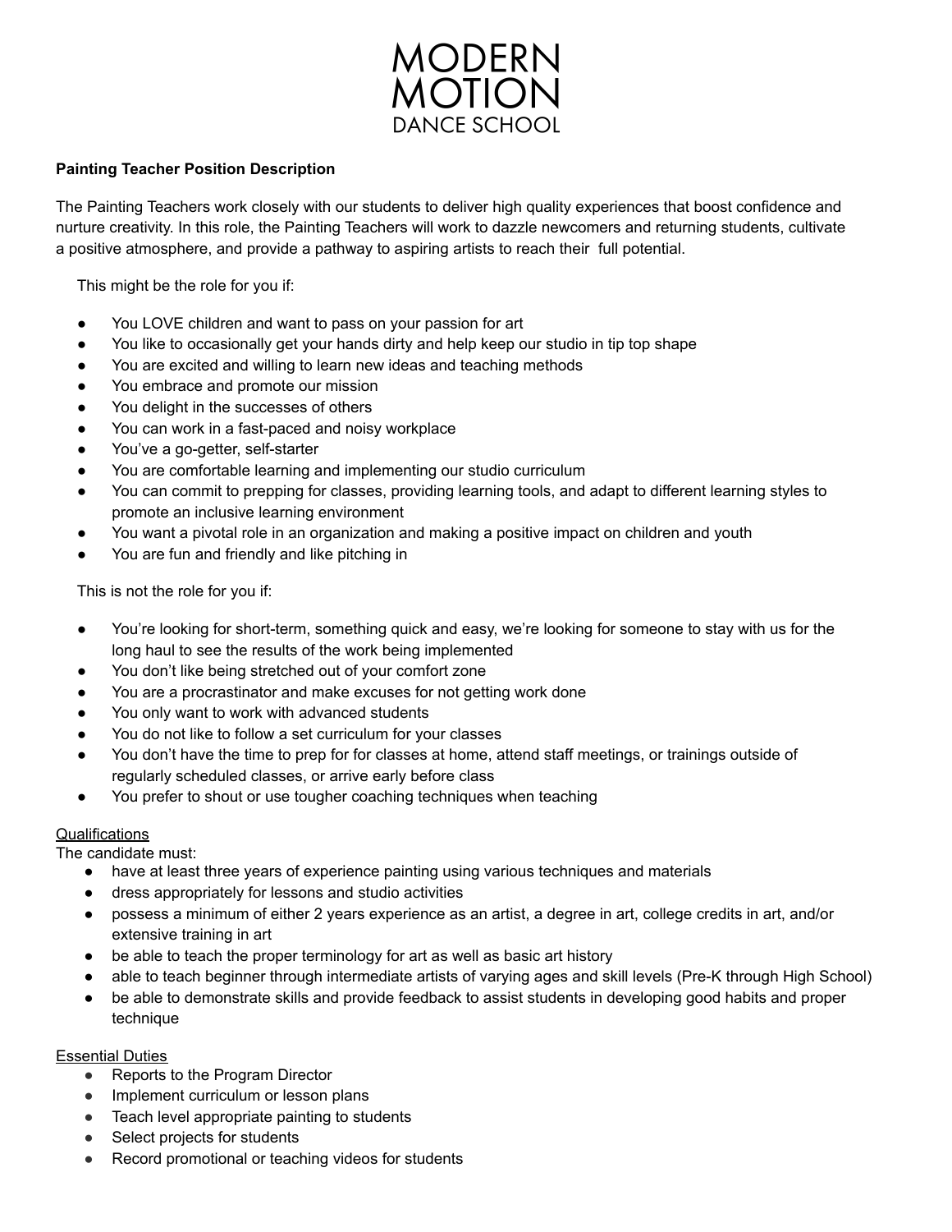# MODERN MOTION DANCE SCHOOL

**Painting Teacher Position Description**

The Painting Teachers work closely with our students to deliver high quality experiences that boost confidence and nurture creativity. In this role, the Painting Teachers will work to dazzle newcomers and returning students, cultivate a positive atmosphere, and provide a pathway to aspiring artists to reach their full potential.

This might be the role for you if:

- You LOVE children and want to pass on your passion for art
- You like to occasionally get your hands dirty and help keep our studio in tip top shape
- You are excited and willing to learn new ideas and teaching methods
- You embrace and promote our mission
- You delight in the successes of others
- You can work in a fast-paced and noisy workplace
- You've a go-getter, self-starter
- You are comfortable learning and implementing our studio curriculum
- You can commit to prepping for classes, providing learning tools, and adapt to different learning styles to promote an inclusive learning environment
- You want a pivotal role in an organization and making a positive impact on children and youth
- You are fun and friendly and like pitching in

This is not the role for you if:

- You're looking for short-term, something quick and easy, we're looking for someone to stay with us for the long haul to see the results of the work being implemented
- You don't like being stretched out of your comfort zone
- You are a procrastinator and make excuses for not getting work done
- You only want to work with advanced students
- You do not like to follow a set curriculum for your classes
- You don't have the time to prep for for classes at home, attend staff meetings, or trainings outside of regularly scheduled classes, or arrive early before class
- You prefer to shout or use tougher coaching techniques when teaching

<u>Qualifications</u>

The candidate must:

- have at least three years of experience painting using various techniques and materials
- dress appropriately for lessons and studio activities
- possess a minimum of either 2 years experience as an artist, a degree in art, college credits in art, and/or extensive training in art
- be able to teach the proper terminology for art as well as basic art history
- able to teach beginner through intermediate artists of varying ages and skill levels (Pre-K through High School)
- be able to demonstrate skills and provide feedback to assist students in developing good habits and proper technique

<u>Essential Duties</u>

- Reports to the Program Director
- Implement curriculum or lesson plans
- Teach level appropriate painting to students
- Select projects for students
- Record promotional or teaching videos for students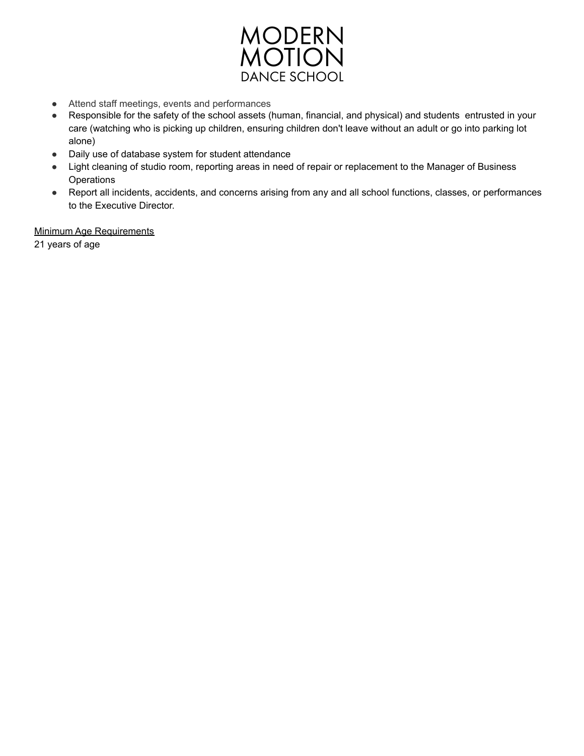- Attend staff meetings, events and performances
- Responsible for the safety of the school assets (human, financial, and physical) and students entrusted in your care (watching who is picking up children, ensuring children don't leave without an adult or go into parking lot alone)
- Daily use of database system for student attendance
- Light cleaning of studio room, reporting areas in need of repair or replacement to the Manager of Business Operations
- Report all incidents, accidents, and concerns arising from any and all school functions, classes, or performances to the Executive Director.

Minimum Age Requirements

21 years of age